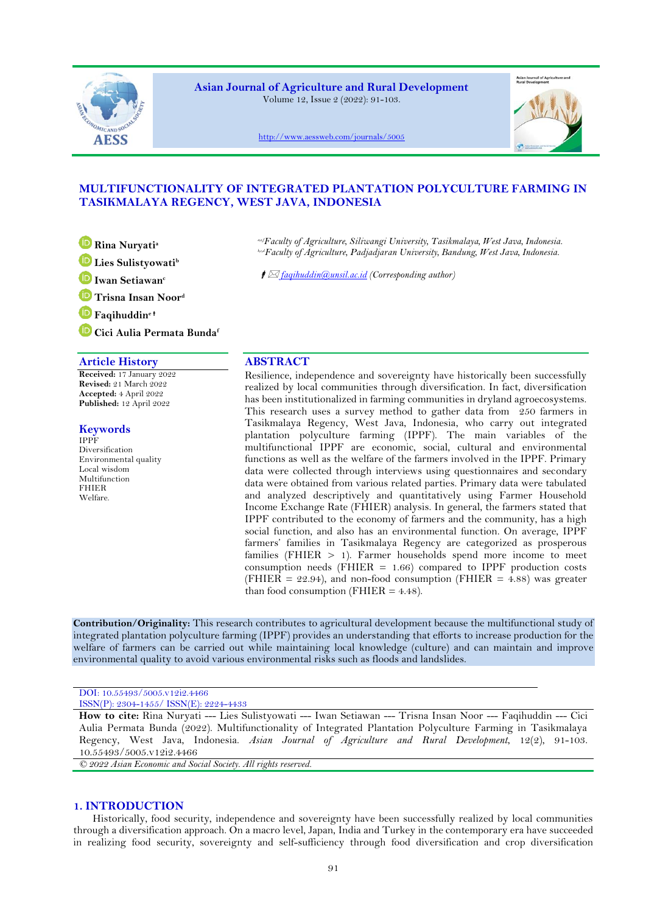# MULTIFUNCTIONALITY OF INTEGRATED PLANTATION POLYCULTURE FARMING IN TASIKMALAYA REGENCY, WEST JAVA, INDONESIA

**Rina Nuryati**[a]
**Lies Sulistyowati**[b]
**Iwan Setiawan**[c]
**Trisna Insan Noor**[d]
**Faqihuddin**[e †]
**Cici Aulia Permata Bunda**[f]

[a,e,f] *Faculty of Agriculture, Siliwangi University, Tasikmalaya, West Java, Indonesia.*
[b,c,d] *Faculty of Agriculture, Padjadjaran University, Bandung, West Java, Indonesia.*

† faqihuddin@unsil.ac.id (Corresponding author)

## Article History

**Received:** 17 January 2022
**Revised:** 21 March 2022
**Accepted:** 4 April 2022
**Published:** 12 April 2022

## Keywords

IPPF
Diversification
Environmental quality
Local wisdom
Multifunction
FHIER
Welfare.

## ABSTRACT

Resilience, independence and sovereignty have historically been successfully realized by local communities through diversification. In fact, diversification has been institutionalized in farming communities in dryland agroecosystems. This research uses a survey method to gather data from 250 farmers in Tasikmalaya Regency, West Java, Indonesia, who carry out integrated plantation polyculture farming (IPPF). The main variables of the multifunctional IPPF are economic, social, cultural and environmental functions as well as the welfare of the farmers involved in the IPPF. Primary data were collected through interviews using questionnaires and secondary data were obtained from various related parties. Primary data were tabulated and analyzed descriptively and quantitatively using Farmer Household Income Exchange Rate (FHIER) analysis. In general, the farmers stated that IPPF contributed to the economy of farmers and the community, has a high social function, and also has an environmental function. On average, IPPF farmers' families in Tasikmalaya Regency are categorized as prosperous families (FHIER > 1). Farmer households spend more income to meet consumption needs (FHIER = 1.66) compared to IPPF production costs (FHIER = 22.94), and non-food consumption (FHIER = 4.88) was greater than food consumption (FHIER = 4.48).

**Contribution/Originality:** This research contributes to agricultural development because the multifunctional study of integrated plantation polyculture farming (IPPF) provides an understanding that efforts to increase production for the welfare of farmers can be carried out while maintaining local knowledge (culture) and can maintain and improve environmental quality to avoid various environmental risks such as floods and landslides.

DOI: 10.55493/5005.v12i2.4466
ISSN(P): 2304-1455/ ISSN(E): 2224-4433

**How to cite:** Rina Nuryati --- Lies Sulistyowati --- Iwan Setiawan --- Trisna Insan Noor --- Faqihuddin --- Cici Aulia Permata Bunda (2022). Multifunctionality of Integrated Plantation Polyculture Farming in Tasikmalaya Regency, West Java, Indonesia. *Asian Journal of Agriculture and Rural Development*, 12(2), 91-103. 10.55493/5005.v12i2.4466

*© 2022 Asian Economic and Social Society. All rights reserved.*

## 1. INTRODUCTION

Historically, food security, independence and sovereignty have been successfully realized by local communities through a diversification approach. On a macro level, Japan, India and Turkey in the contemporary era have succeeded in realizing food security, sovereignty and self-sufficiency through food diversification and crop diversification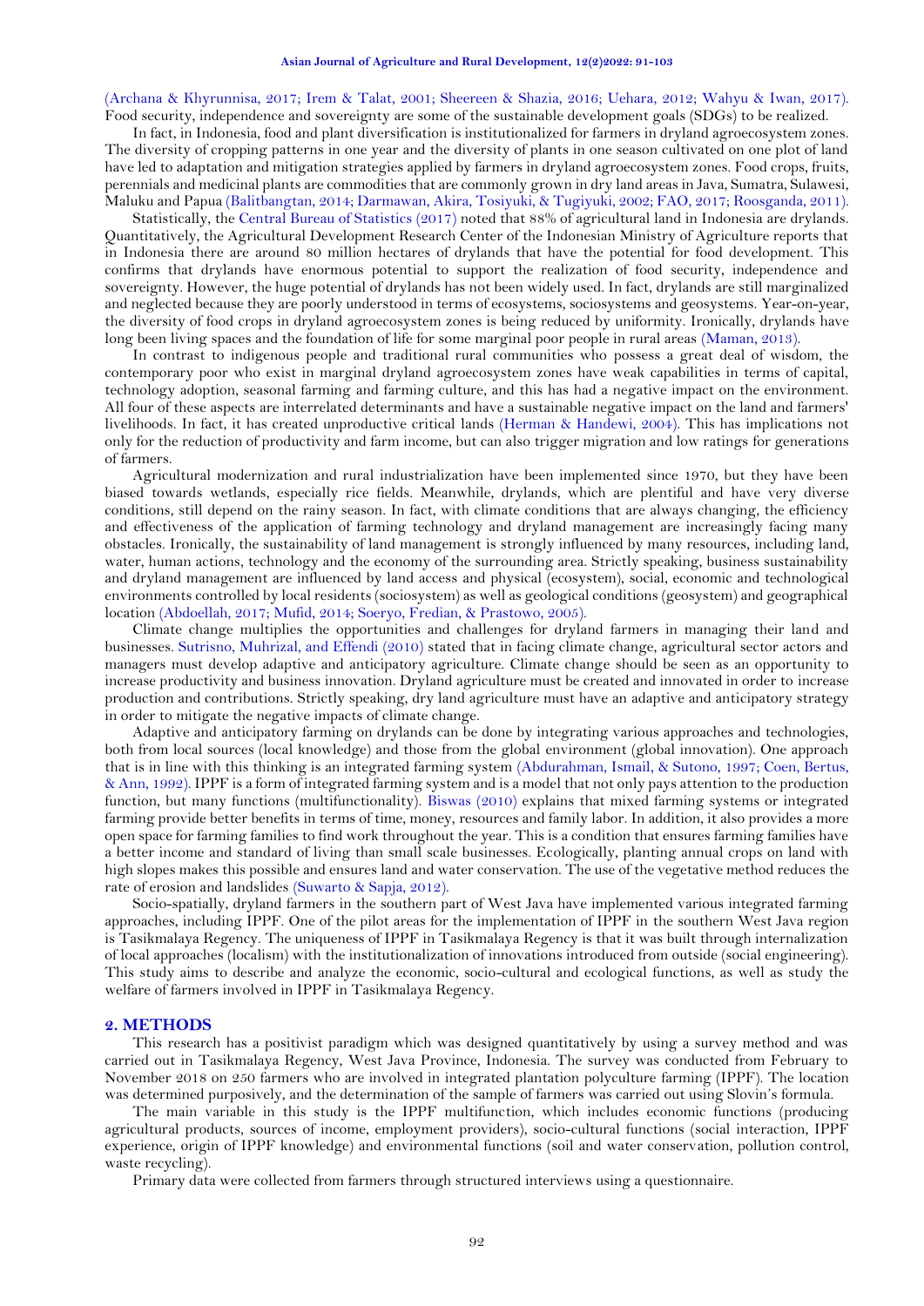(Archana & Khyrunnisa, 2017; Irem & Talat, 2001; Sheereen & Shazia, 2016; Uehara, 2012; Wahyu & Iwan, 2017). Food security, independence and sovereignty are some of the sustainable development goals (SDGs) to be realized.

In fact, in Indonesia, food and plant diversification is institutionalized for farmers in dryland agroecosystem zones. The diversity of cropping patterns in one year and the diversity of plants in one season cultivated on one plot of land have led to adaptation and mitigation strategies applied by farmers in dryland agroecosystem zones. Food crops, fruits, perennials and medicinal plants are commodities that are commonly grown in dry land areas in Java, Sumatra, Sulawesi, Maluku and Papua (Balitbangtan, 2014; Darmawan, Akira, Tosiyuki, & Tugiyuki, 2002; FAO, 2017; Roosganda, 2011).

Statistically, the Central Bureau of Statistics (2017) noted that 88% of agricultural land in Indonesia are drylands. Quantitatively, the Agricultural Development Research Center of the Indonesian Ministry of Agriculture reports that in Indonesia there are around 80 million hectares of drylands that have the potential for food development. This confirms that drylands have enormous potential to support the realization of food security, independence and sovereignty. However, the huge potential of drylands has not been widely used. In fact, drylands are still marginalized and neglected because they are poorly understood in terms of ecosystems, sociosystems and geosystems. Year-on-year, the diversity of food crops in dryland agroecosystem zones is being reduced by uniformity. Ironically, drylands have long been living spaces and the foundation of life for some marginal poor people in rural areas (Maman, 2013).

In contrast to indigenous people and traditional rural communities who possess a great deal of wisdom, the contemporary poor who exist in marginal dryland agroecosystem zones have weak capabilities in terms of capital, technology adoption, seasonal farming and farming culture, and this has had a negative impact on the environment. All four of these aspects are interrelated determinants and have a sustainable negative impact on the land and farmers' livelihoods. In fact, it has created unproductive critical lands (Herman & Handewi, 2004). This has implications not only for the reduction of productivity and farm income, but can also trigger migration and low ratings for generations of farmers.

Agricultural modernization and rural industrialization have been implemented since 1970, but they have been biased towards wetlands, especially rice fields. Meanwhile, drylands, which are plentiful and have very diverse conditions, still depend on the rainy season. In fact, with climate conditions that are always changing, the efficiency and effectiveness of the application of farming technology and dryland management are increasingly facing many obstacles. Ironically, the sustainability of land management is strongly influenced by many resources, including land, water, human actions, technology and the economy of the surrounding area. Strictly speaking, business sustainability and dryland management are influenced by land access and physical (ecosystem), social, economic and technological environments controlled by local residents (sociosystem) as well as geological conditions (geosystem) and geographical location (Abdoellah, 2017; Mufid, 2014; Soeryo, Fredian, & Prastowo, 2005).

Climate change multiplies the opportunities and challenges for dryland farmers in managing their land and businesses. Sutrisno, Muhrizal, and Effendi (2010) stated that in facing climate change, agricultural sector actors and managers must develop adaptive and anticipatory agriculture. Climate change should be seen as an opportunity to increase productivity and business innovation. Dryland agriculture must be created and innovated in order to increase production and contributions. Strictly speaking, dry land agriculture must have an adaptive and anticipatory strategy in order to mitigate the negative impacts of climate change.

Adaptive and anticipatory farming on drylands can be done by integrating various approaches and technologies, both from local sources (local knowledge) and those from the global environment (global innovation). One approach that is in line with this thinking is an integrated farming system (Abdurahman, Ismail, & Sutono, 1997; Coen, Bertus, & Ann, 1992). IPPF is a form of integrated farming system and is a model that not only pays attention to the production function, but many functions (multifunctionality). Biswas (2010) explains that mixed farming systems or integrated farming provide better benefits in terms of time, money, resources and family labor. In addition, it also provides a more open space for farming families to find work throughout the year. This is a condition that ensures farming families have a better income and standard of living than small scale businesses. Ecologically, planting annual crops on land with high slopes makes this possible and ensures land and water conservation. The use of the vegetative method reduces the rate of erosion and landslides (Suwarto & Sapja, 2012).

Socio-spatially, dryland farmers in the southern part of West Java have implemented various integrated farming approaches, including IPPF. One of the pilot areas for the implementation of IPPF in the southern West Java region is Tasikmalaya Regency. The uniqueness of IPPF in Tasikmalaya Regency is that it was built through internalization of local approaches (localism) with the institutionalization of innovations introduced from outside (social engineering). This study aims to describe and analyze the economic, socio-cultural and ecological functions, as well as study the welfare of farmers involved in IPPF in Tasikmalaya Regency.

## 2. METHODS

This research has a positivist paradigm which was designed quantitatively by using a survey method and was carried out in Tasikmalaya Regency, West Java Province, Indonesia. The survey was conducted from February to November 2018 on 250 farmers who are involved in integrated plantation polyculture farming (IPPF). The location was determined purposively, and the determination of the sample of farmers was carried out using Slovin's formula.

The main variable in this study is the IPPF multifunction, which includes economic functions (producing agricultural products, sources of income, employment providers), socio-cultural functions (social interaction, IPPF experience, origin of IPPF knowledge) and environmental functions (soil and water conservation, pollution control, waste recycling).

Primary data were collected from farmers through structured interviews using a questionnaire.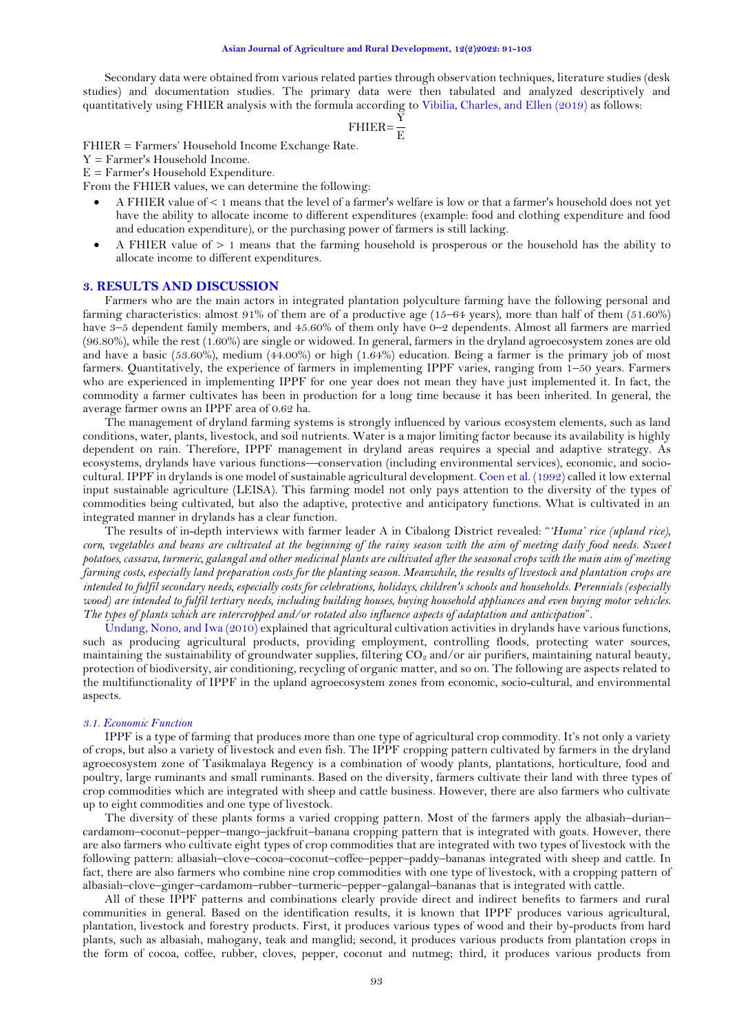Secondary data were obtained from various related parties through observation techniques, literature studies (desk studies) and documentation studies. The primary data were then tabulated and analyzed descriptively and quantitatively using FHIER analysis with the formula according to Vibilia, Charles, and Ellen (2019) as follows:

$$\text{FHIER} = \frac{Y}{E}$$

FHIER = Farmers' Household Income Exchange Rate.
Y = Farmer's Household Income.
E = Farmer's Household Expenditure.
From the FHIER values, we can determine the following:

- A FHIER value of < 1 means that the level of a farmer's welfare is low or that a farmer's household does not yet have the ability to allocate income to different expenditures (example: food and clothing expenditure and food and education expenditure), or the purchasing power of farmers is still lacking.
- A FHIER value of > 1 means that the farming household is prosperous or the household has the ability to allocate income to different expenditures.

## 3. RESULTS AND DISCUSSION

Farmers who are the main actors in integrated plantation polyculture farming have the following personal and farming characteristics: almost 91% of them are of a productive age (15–64 years), more than half of them (51.60%) have 3–5 dependent family members, and 45.60% of them only have 0–2 dependents. Almost all farmers are married (96.80%), while the rest (1.60%) are single or widowed. In general, farmers in the dryland agroecosystem zones are old and have a basic (53.60%), medium (44.00%) or high (1.64%) education. Being a farmer is the primary job of most farmers. Quantitatively, the experience of farmers in implementing IPPF varies, ranging from 1–50 years. Farmers who are experienced in implementing IPPF for one year does not mean they have just implemented it. In fact, the commodity a farmer cultivates has been in production for a long time because it has been inherited. In general, the average farmer owns an IPPF area of 0.62 ha.

The management of dryland farming systems is strongly influenced by various ecosystem elements, such as land conditions, water, plants, livestock, and soil nutrients. Water is a major limiting factor because its availability is highly dependent on rain. Therefore, IPPF management in dryland areas requires a special and adaptive strategy. As ecosystems, drylands have various functions—conservation (including environmental services), economic, and socio-cultural. IPPF in drylands is one model of sustainable agricultural development. Coen et al. (1992) called it low external input sustainable agriculture (LEISA). This farming model not only pays attention to the diversity of the types of commodities being cultivated, but also the adaptive, protective and anticipatory functions. What is cultivated in an integrated manner in drylands has a clear function.

The results of in-depth interviews with farmer leader A in Cibalong District revealed: "*'Huma' rice (upland rice), corn, vegetables and beans are cultivated at the beginning of the rainy season with the aim of meeting daily food needs. Sweet potatoes, cassava, turmeric, galangal and other medicinal plants are cultivated after the seasonal crops with the main aim of meeting farming costs, especially land preparation costs for the planting season. Meanwhile, the results of livestock and plantation crops are intended to fulfil secondary needs, especially costs for celebrations, holidays, children's schools and households. Perennials (especially wood) are intended to fulfil tertiary needs, including building houses, buying household appliances and even buying motor vehicles. The types of plants which are intercropped and/or rotated also influence aspects of adaptation and anticipation*".

Undang, Nono, and Iwa (2010) explained that agricultural cultivation activities in drylands have various functions, such as producing agricultural products, providing employment, controlling floods, protecting water sources, maintaining the sustainability of groundwater supplies, filtering $CO_2$ and/or air purifiers, maintaining natural beauty, protection of biodiversity, air conditioning, recycling of organic matter, and so on. The following are aspects related to the multifunctionality of IPPF in the upland agroecosystem zones from economic, socio-cultural, and environmental aspects.

### *3.1. Economic Function*

IPPF is a type of farming that produces more than one type of agricultural crop commodity. It's not only a variety of crops, but also a variety of livestock and even fish. The IPPF cropping pattern cultivated by farmers in the dryland agroecosystem zone of Tasikmalaya Regency is a combination of woody plants, plantations, horticulture, food and poultry, large ruminants and small ruminants. Based on the diversity, farmers cultivate their land with three types of crop commodities which are integrated with sheep and cattle business. However, there are also farmers who cultivate up to eight commodities and one type of livestock.

The diversity of these plants forms a varied cropping pattern. Most of the farmers apply the albasiah–durian–cardamom–coconut–pepper–mango–jackfruit–banana cropping pattern that is integrated with goats. However, there are also farmers who cultivate eight types of crop commodities that are integrated with two types of livestock with the following pattern: albasiah–clove–cocoa–coconut–coffee–pepper–paddy–bananas integrated with sheep and cattle. In fact, there are also farmers who combine nine crop commodities with one type of livestock, with a cropping pattern of albasiah–clove–ginger–cardamom–rubber–turmeric–pepper–galangal–bananas that is integrated with cattle.

All of these IPPF patterns and combinations clearly provide direct and indirect benefits to farmers and rural communities in general. Based on the identification results, it is known that IPPF produces various agricultural, plantation, livestock and forestry products. First, it produces various types of wood and their by-products from hard plants, such as albasiah, mahogany, teak and manglid; second, it produces various products from plantation crops in the form of cocoa, coffee, rubber, cloves, pepper, coconut and nutmeg; third, it produces various products from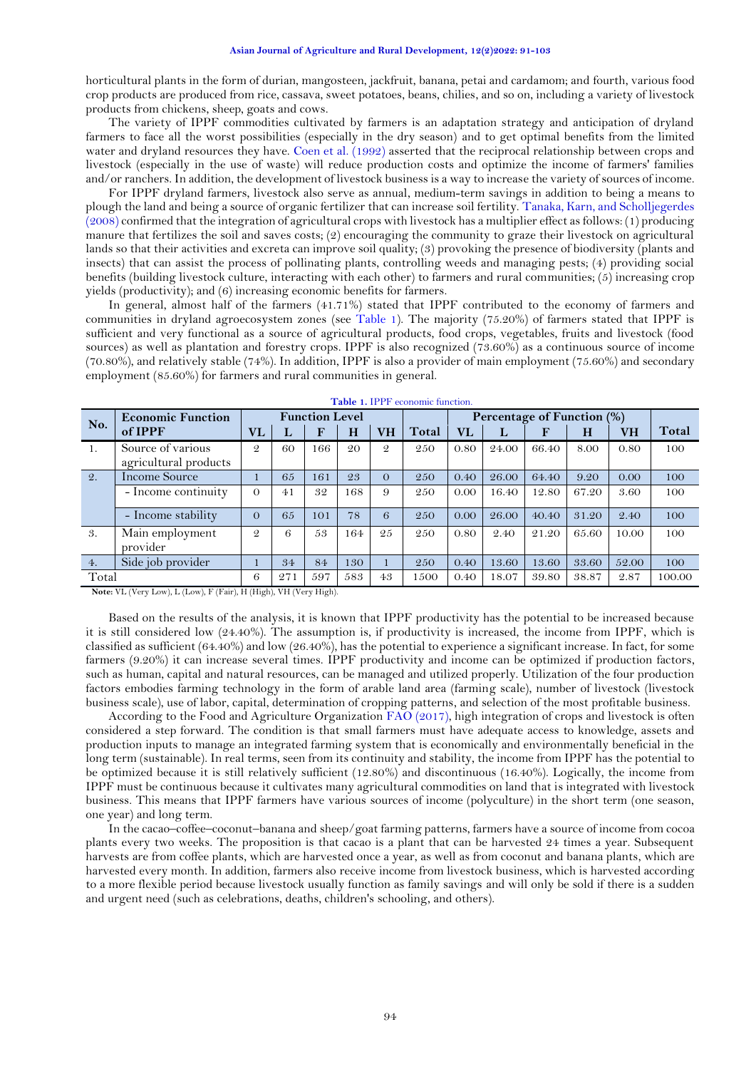horticultural plants in the form of durian, mangosteen, jackfruit, banana, petai and cardamom; and fourth, various food crop products are produced from rice, cassava, sweet potatoes, beans, chilies, and so on, including a variety of livestock products from chickens, sheep, goats and cows.

The variety of IPPF commodities cultivated by farmers is an adaptation strategy and anticipation of dryland farmers to face all the worst possibilities (especially in the dry season) and to get optimal benefits from the limited water and dryland resources they have. Coen et al. (1992) asserted that the reciprocal relationship between crops and livestock (especially in the use of waste) will reduce production costs and optimize the income of farmers' families and/or ranchers. In addition, the development of livestock business is a way to increase the variety of sources of income.

For IPPF dryland farmers, livestock also serve as annual, medium-term savings in addition to being a means to plough the land and being a source of organic fertilizer that can increase soil fertility. Tanaka, Karn, and Scholljegerdes (2008) confirmed that the integration of agricultural crops with livestock has a multiplier effect as follows: (1) producing manure that fertilizes the soil and saves costs; (2) encouraging the community to graze their livestock on agricultural lands so that their activities and excreta can improve soil quality; (3) provoking the presence of biodiversity (plants and insects) that can assist the process of pollinating plants, controlling weeds and managing pests; (4) providing social benefits (building livestock culture, interacting with each other) to farmers and rural communities; (5) increasing crop yields (productivity); and (6) increasing economic benefits for farmers.

In general, almost half of the farmers (41.71%) stated that IPPF contributed to the economy of farmers and communities in dryland agroecosystem zones (see Table 1). The majority (75.20%) of farmers stated that IPPF is sufficient and very functional as a source of agricultural products, food crops, vegetables, fruits and livestock (food sources) as well as plantation and forestry crops. IPPF is also recognized (73.60%) as a continuous source of income (70.80%), and relatively stable (74%). In addition, IPPF is also a provider of main employment (75.60%) and secondary employment (85.60%) for farmers and rural communities in general.

**Table 1.** IPPF economic function.

| No. | Economic Function of IPPF | Function Level | | | | | | Percentage of Function (%) | | | | | |
|---|---|---|---|---|---|---|---|---|---|---|---|---|---|
| | | VL | L | F | H | VH | Total | VL | L | F | H | VH | Total |
| 1. | Source of various agricultural products | 2 | 60 | 166 | 20 | 2 | 250 | 0.80 | 24.00 | 66.40 | 8.00 | 0.80 | 100 |
| 2. | Income Source | 1 | 65 | 161 | 23 | 0 | 250 | 0.40 | 26.00 | 64.40 | 9.20 | 0.00 | 100 |
| | - Income continuity | 0 | 41 | 32 | 168 | 9 | 250 | 0.00 | 16.40 | 12.80 | 67.20 | 3.60 | 100 |
| | - Income stability | 0 | 65 | 101 | 78 | 6 | 250 | 0.00 | 26.00 | 40.40 | 31.20 | 2.40 | 100 |
| 3. | Main employment provider | 2 | 6 | 53 | 164 | 25 | 250 | 0.80 | 2.40 | 21.20 | 65.60 | 10.00 | 100 |
| 4. | Side job provider | 1 | 34 | 84 | 130 | 1 | 250 | 0.40 | 13.60 | 13.60 | 33.60 | 52.00 | 100 |
| Total | | 6 | 271 | 597 | 583 | 43 | 1500 | 0.40 | 18.07 | 39.80 | 38.87 | 2.87 | 100.00 |

**Note:** VL (Very Low), L (Low), F (Fair), H (High), VH (Very High).

Based on the results of the analysis, it is known that IPPF productivity has the potential to be increased because it is still considered low (24.40%). The assumption is, if productivity is increased, the income from IPPF, which is classified as sufficient (64.40%) and low (26.40%), has the potential to experience a significant increase. In fact, for some farmers (9.20%) it can increase several times. IPPF productivity and income can be optimized if production factors, such as human, capital and natural resources, can be managed and utilized properly. Utilization of the four production factors embodies farming technology in the form of arable land area (farming scale), number of livestock (livestock business scale), use of labor, capital, determination of cropping patterns, and selection of the most profitable business.

According to the Food and Agriculture Organization FAO (2017), high integration of crops and livestock is often considered a step forward. The condition is that small farmers must have adequate access to knowledge, assets and production inputs to manage an integrated farming system that is economically and environmentally beneficial in the long term (sustainable). In real terms, seen from its continuity and stability, the income from IPPF has the potential to be optimized because it is still relatively sufficient (12.80%) and discontinuous (16.40%). Logically, the income from IPPF must be continuous because it cultivates many agricultural commodities on land that is integrated with livestock business. This means that IPPF farmers have various sources of income (polyculture) in the short term (one season, one year) and long term.

In the cacao–coffee–coconut–banana and sheep/goat farming patterns, farmers have a source of income from cocoa plants every two weeks. The proposition is that cacao is a plant that can be harvested 24 times a year. Subsequent harvests are from coffee plants, which are harvested once a year, as well as from coconut and banana plants, which are harvested every month. In addition, farmers also receive income from livestock business, which is harvested according to a more flexible period because livestock usually function as family savings and will only be sold if there is a sudden and urgent need (such as celebrations, deaths, children's schooling, and others).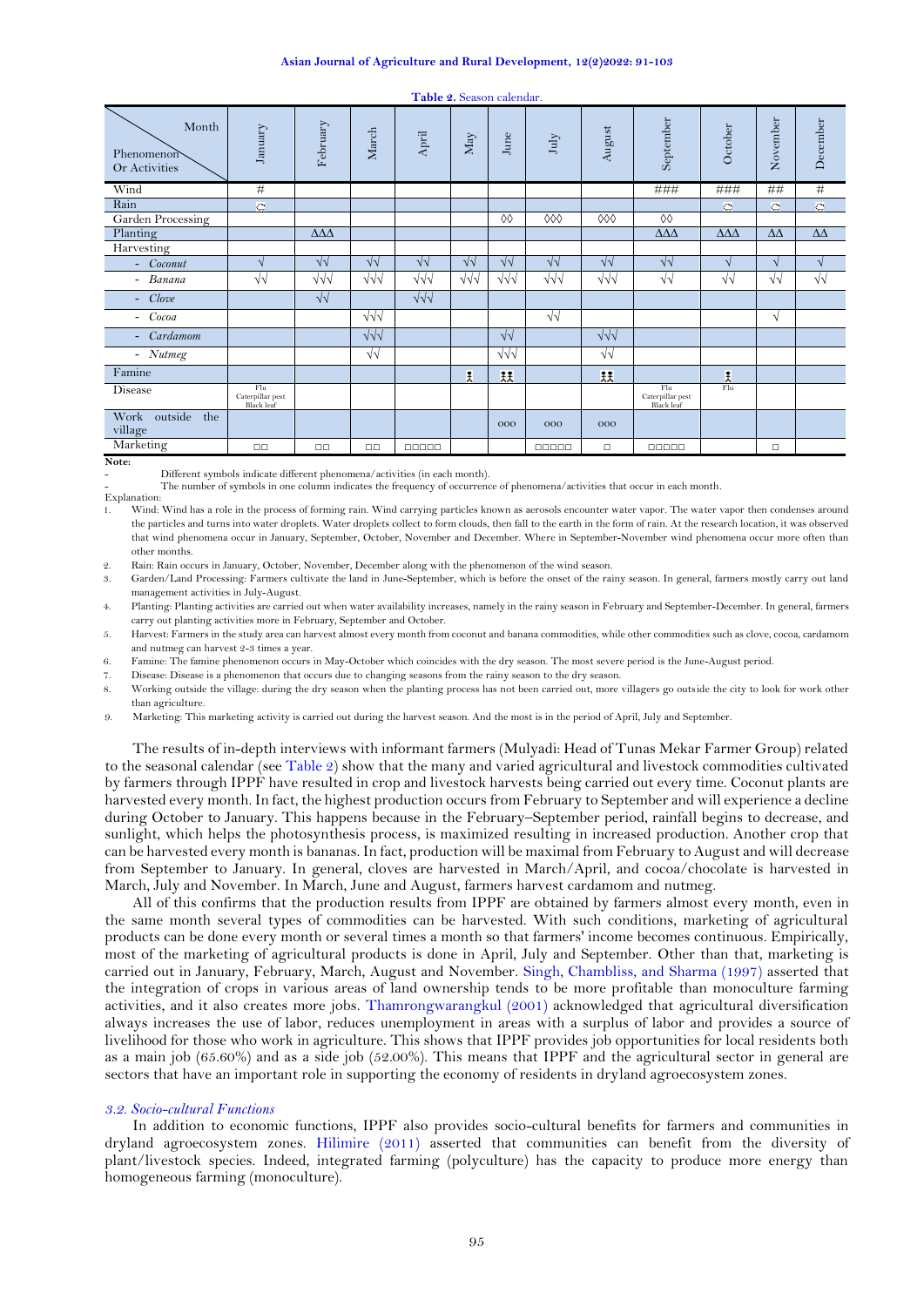**Table 2.** Season calendar.

| Phenomenon Or Activities / Month | January | February | March | April | May | June | July | August | September | October | November | December |
|---|---|---|---|---|---|---|---|---|---|---|---|---|
| Wind | # | | | | | | | | ### | ### | ## | # |
| Rain | ☁ | | | | | | | | | ☁ | ☁ | ☁ |
| Garden Processing | | | | | | ◊◊ | ◊◊◊ | ◊◊◊ | ◊◊ | | | |
| Planting | | ΔΔΔ | | | | | | | ΔΔΔ | ΔΔΔ | ΔΔ | ΔΔ |
| Harvesting | | | | | | | | | | | | |
| - *Coconut* | √ | √√ | √√ | √√ | √√ | √√ | √√ | √√ | √√ | √ | √ | √ |
| - *Banana* | √√ | √√√ | √√√ | √√√ | √√√ | √√√ | √√√ | √√√ | √√ | √√ | √√ | √√ |
| - *Clove* | | √√ | | √√√ | | | | | | | | |
| - *Cocoa* | | | √√√ | | | | √√ | | | | √ | |
| - *Cardamom* | | | √√√ | | | √√ | | √√√ | | | | |
| - *Nutmeg* | | | √√ | | | √√√ | | √√ | | | | |
| Famine | | | | | 웃 | 웃웃 | | 웃웃 | | 웃 | | |
| Disease | Flu Caterpillar pest Black leaf | | | | | | | | Flu Caterpillar pest Black leaf | Flu | | |
| Work outside the village | | | | | | ooo | ooo | ooo | | | | |
| Marketing | □□ | □□ | □□ | □□□□□ | | | □□□□□ | □ | □□□□□ | | □ | |

**Note:**

- Different symbols indicate different phenomena/activities (in each month).
- The number of symbols in one column indicates the frequency of occurrence of phenomena/activities that occur in each month.

Explanation:

1. Wind: Wind has a role in the process of forming rain. Wind carrying particles known as aerosols encounter water vapor. The water vapor then condenses around the particles and turns into water droplets. Water droplets collect to form clouds, then fall to the earth in the form of rain. At the research location, it was observed that wind phenomena occur in January, September, October, November and December. Where in September-November wind phenomena occur more often than other months.
2. Rain: Rain occurs in January, October, November, December along with the phenomenon of the wind season.
3. Garden/Land Processing: Farmers cultivate the land in June-September, which is before the onset of the rainy season. In general, farmers mostly carry out land management activities in July-August.
4. Planting: Planting activities are carried out when water availability increases, namely in the rainy season in February and September-December. In general, farmers carry out planting activities more in February, September and October.
5. Harvest: Farmers in the study area can harvest almost every month from coconut and banana commodities, while other commodities such as clove, cocoa, cardamom and nutmeg can harvest 2-3 times a year.
6. Famine: The famine phenomenon occurs in May-October which coincides with the dry season. The most severe period is the June-August period.
7. Disease: Disease is a phenomenon that occurs due to changing seasons from the rainy season to the dry season.
8. Working outside the village: during the dry season when the planting process has not been carried out, more villagers go outside the city to look for work other than agriculture.
9. Marketing: This marketing activity is carried out during the harvest season. And the most is in the period of April, July and September.

The results of in-depth interviews with informant farmers (Mulyadi: Head of Tunas Mekar Farmer Group) related to the seasonal calendar (see Table 2) show that the many and varied agricultural and livestock commodities cultivated by farmers through IPPF have resulted in crop and livestock harvests being carried out every time. Coconut plants are harvested every month. In fact, the highest production occurs from February to September and will experience a decline during October to January. This happens because in the February–September period, rainfall begins to decrease, and sunlight, which helps the photosynthesis process, is maximized resulting in increased production. Another crop that can be harvested every month is bananas. In fact, production will be maximal from February to August and will decrease from September to January. In general, cloves are harvested in March/April, and cocoa/chocolate is harvested in March, July and November. In March, June and August, farmers harvest cardamom and nutmeg.

All of this confirms that the production results from IPPF are obtained by farmers almost every month, even in the same month several types of commodities can be harvested. With such conditions, marketing of agricultural products can be done every month or several times a month so that farmers' income becomes continuous. Empirically, most of the marketing of agricultural products is done in April, July and September. Other than that, marketing is carried out in January, February, March, August and November. Singh, Chambliss, and Sharma (1997) asserted that the integration of crops in various areas of land ownership tends to be more profitable than monoculture farming activities, and it also creates more jobs. Thamrongwarangkul (2001) acknowledged that agricultural diversification always increases the use of labor, reduces unemployment in areas with a surplus of labor and provides a source of livelihood for those who work in agriculture. This shows that IPPF provides job opportunities for local residents both as a main job (65.60%) and as a side job (52.00%). This means that IPPF and the agricultural sector in general are sectors that have an important role in supporting the economy of residents in dryland agroecosystem zones.

### *3.2. Socio-cultural Functions*

In addition to economic functions, IPPF also provides socio-cultural benefits for farmers and communities in dryland agroecosystem zones. Hilimire (2011) asserted that communities can benefit from the diversity of plant/livestock species. Indeed, integrated farming (polyculture) has the capacity to produce more energy than homogeneous farming (monoculture).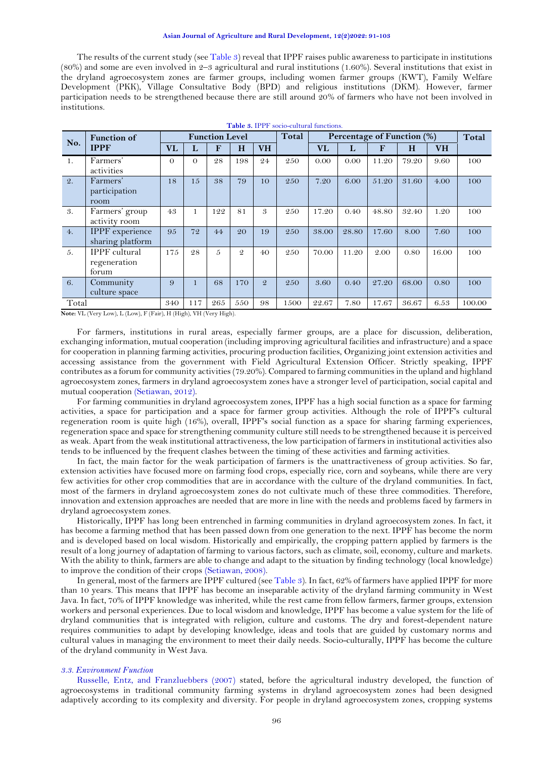The results of the current study (see Table 3) reveal that IPPF raises public awareness to participate in institutions (80%) and some are even involved in 2–3 agricultural and rural institutions (1.60%). Several institutions that exist in the dryland agroecosystem zones are farmer groups, including women farmer groups (KWT), Family Welfare Development (PKK), Village Consultative Body (BPD) and religious institutions (DKM). However, farmer participation needs to be strengthened because there are still around 20% of farmers who have not been involved in institutions.

**Table 3.** IPPF socio-cultural functions.

| No. | Function of IPPF | Function Level | | | | | Total | Percentage of Function (%) | | | | | Total |
|---|---|---|---|---|---|---|---|---|---|---|---|---|---|
| | | VL | L | F | H | VH | | VL | L | F | H | VH | |
| 1. | Farmers' activities | 0 | 0 | 28 | 198 | 24 | 250 | 0.00 | 0.00 | 11.20 | 79.20 | 9.60 | 100 |
| 2. | Farmers' participation room | 18 | 15 | 38 | 79 | 10 | 250 | 7.20 | 6.00 | 51.20 | 31.60 | 4.00 | 100 |
| 3. | Farmers' group activity room | 43 | 1 | 122 | 81 | 3 | 250 | 17.20 | 0.40 | 48.80 | 32.40 | 1.20 | 100 |
| 4. | IPPF experience sharing platform | 95 | 72 | 44 | 20 | 19 | 250 | 38.00 | 28.80 | 17.60 | 8.00 | 7.60 | 100 |
| 5. | IPPF cultural regeneration forum | 175 | 28 | 5 | 2 | 40 | 250 | 70.00 | 11.20 | 2.00 | 0.80 | 16.00 | 100 |
| 6. | Community culture space | 9 | 1 | 68 | 170 | 2 | 250 | 3.60 | 0.40 | 27.20 | 68.00 | 0.80 | 100 |
| Total | | 340 | 117 | 265 | 550 | 98 | 1500 | 22.67 | 7.80 | 17.67 | 36.67 | 6.53 | 100.00 |

**Note:** VL (Very Low), L (Low), F (Fair), H (High), VH (Very High).

For farmers, institutions in rural areas, especially farmer groups, are a place for discussion, deliberation, exchanging information, mutual cooperation (including improving agricultural facilities and infrastructure) and a space for cooperation in planning farming activities, procuring production facilities, Organizing joint extension activities and accessing assistance from the government with Field Agricultural Extension Officer. Strictly speaking, IPPF contributes as a forum for community activities (79.20%). Compared to farming communities in the upland and highland agroecosystem zones, farmers in dryland agroecosystem zones have a stronger level of participation, social capital and mutual cooperation (Setiawan, 2012).

For farming communities in dryland agroecosystem zones, IPPF has a high social function as a space for farming activities, a space for participation and a space for farmer group activities. Although the role of IPPF's cultural regeneration room is quite high (16%), overall, IPPF's social function as a space for sharing farming experiences, regeneration space and space for strengthening community culture still needs to be strengthened because it is perceived as weak. Apart from the weak institutional attractiveness, the low participation of farmers in institutional activities also tends to be influenced by the frequent clashes between the timing of these activities and farming activities.

In fact, the main factor for the weak participation of farmers is the unattractiveness of group activities. So far, extension activities have focused more on farming food crops, especially rice, corn and soybeans, while there are very few activities for other crop commodities that are in accordance with the culture of the dryland communities. In fact, most of the farmers in dryland agroecosystem zones do not cultivate much of these three commodities. Therefore, innovation and extension approaches are needed that are more in line with the needs and problems faced by farmers in dryland agroecosystem zones.

Historically, IPPF has long been entrenched in farming communities in dryland agroecosystem zones. In fact, it has become a farming method that has been passed down from one generation to the next. IPPF has become the norm and is developed based on local wisdom. Historically and empirically, the cropping pattern applied by farmers is the result of a long journey of adaptation of farming to various factors, such as climate, soil, economy, culture and markets. With the ability to think, farmers are able to change and adapt to the situation by finding technology (local knowledge) to improve the condition of their crops (Setiawan, 2008).

In general, most of the farmers are IPPF cultured (see Table 3). In fact, 62% of farmers have applied IPPF for more than 10 years. This means that IPPF has become an inseparable activity of the dryland farming community in West Java. In fact, 70% of IPPF knowledge was inherited, while the rest came from fellow farmers, farmer groups, extension workers and personal experiences. Due to local wisdom and knowledge, IPPF has become a value system for the life of dryland communities that is integrated with religion, culture and customs. The dry and forest-dependent nature requires communities to adapt by developing knowledge, ideas and tools that are guided by customary norms and cultural values in managing the environment to meet their daily needs. Socio-culturally, IPPF has become the culture of the dryland community in West Java.

### *3.3. Environment Function*

Russelle, Entz, and Franzluebbers (2007) stated, before the agricultural industry developed, the function of agroecosystems in traditional community farming systems in dryland agroecosystem zones had been designed adaptively according to its complexity and diversity. For people in dryland agroecosystem zones, cropping systems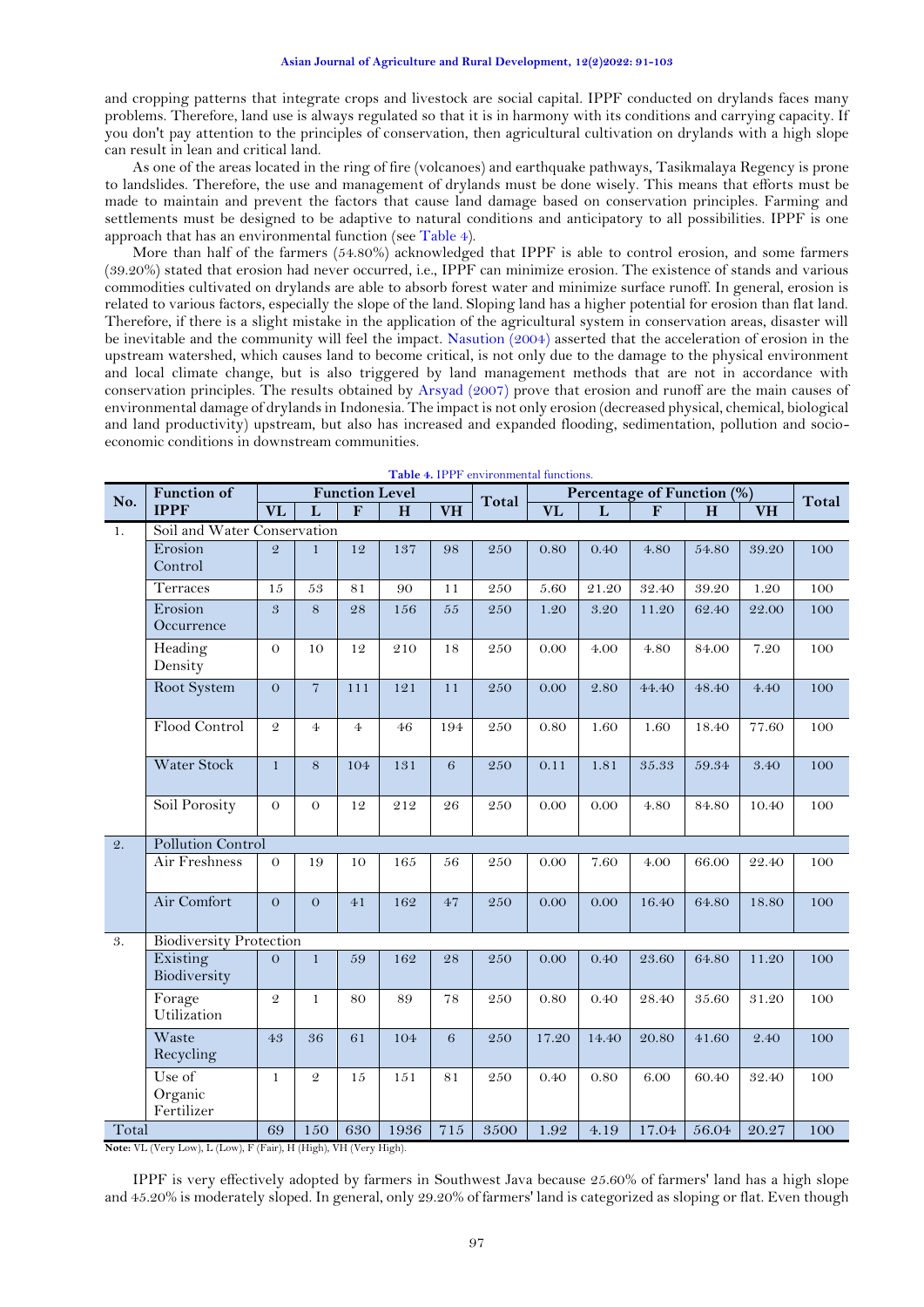and cropping patterns that integrate crops and livestock are social capital. IPPF conducted on drylands faces many problems. Therefore, land use is always regulated so that it is in harmony with its conditions and carrying capacity. If you don't pay attention to the principles of conservation, then agricultural cultivation on drylands with a high slope can result in lean and critical land.

As one of the areas located in the ring of fire (volcanoes) and earthquake pathways, Tasikmalaya Regency is prone to landslides. Therefore, the use and management of drylands must be done wisely. This means that efforts must be made to maintain and prevent the factors that cause land damage based on conservation principles. Farming and settlements must be designed to be adaptive to natural conditions and anticipatory to all possibilities. IPPF is one approach that has an environmental function (see Table 4).

More than half of the farmers (54.80%) acknowledged that IPPF is able to control erosion, and some farmers (39.20%) stated that erosion had never occurred, i.e., IPPF can minimize erosion. The existence of stands and various commodities cultivated on drylands are able to absorb forest water and minimize surface runoff. In general, erosion is related to various factors, especially the slope of the land. Sloping land has a higher potential for erosion than flat land. Therefore, if there is a slight mistake in the application of the agricultural system in conservation areas, disaster will be inevitable and the community will feel the impact. Nasution (2004) asserted that the acceleration of erosion in the upstream watershed, which causes land to become critical, is not only due to the damage to the physical environment and local climate change, but is also triggered by land management methods that are not in accordance with conservation principles. The results obtained by Arsyad (2007) prove that erosion and runoff are the main causes of environmental damage of drylands in Indonesia. The impact is not only erosion (decreased physical, chemical, biological and land productivity) upstream, but also has increased and expanded flooding, sedimentation, pollution and socio-economic conditions in downstream communities.

**Table 4.** IPPF environmental functions.

| No. | Function of IPPF | Function Level | | | | | Total | Percentage of Function (%) | | | | | Total |
|---|---|---|---|---|---|---|---|---|---|---|---|---|---|
| | | VL | L | F | H | VH | | VL | L | F | H | VH | |
| 1. | Soil and Water Conservation | | | | | | | | | | | | |
| | Erosion Control | 2 | 1 | 12 | 137 | 98 | 250 | 0.80 | 0.40 | 4.80 | 54.80 | 39.20 | 100 |
| | Terraces | 15 | 53 | 81 | 90 | 11 | 250 | 5.60 | 21.20 | 32.40 | 39.20 | 1.20 | 100 |
| | Erosion Occurrence | 3 | 8 | 28 | 156 | 55 | 250 | 1.20 | 3.20 | 11.20 | 62.40 | 22.00 | 100 |
| | Heading Density | 0 | 10 | 12 | 210 | 18 | 250 | 0.00 | 4.00 | 4.80 | 84.00 | 7.20 | 100 |
| | Root System | 0 | 7 | 111 | 121 | 11 | 250 | 0.00 | 2.80 | 44.40 | 48.40 | 4.40 | 100 |
| | Flood Control | 2 | 4 | 4 | 46 | 194 | 250 | 0.80 | 1.60 | 1.60 | 18.40 | 77.60 | 100 |
| | Water Stock | 1 | 8 | 104 | 131 | 6 | 250 | 0.11 | 1.81 | 35.33 | 59.34 | 3.40 | 100 |
| | Soil Porosity | 0 | 0 | 12 | 212 | 26 | 250 | 0.00 | 0.00 | 4.80 | 84.80 | 10.40 | 100 |
| 2. | Pollution Control | | | | | | | | | | | | |
| | Air Freshness | 0 | 19 | 10 | 165 | 56 | 250 | 0.00 | 7.60 | 4.00 | 66.00 | 22.40 | 100 |
| | Air Comfort | 0 | 0 | 41 | 162 | 47 | 250 | 0.00 | 0.00 | 16.40 | 64.80 | 18.80 | 100 |
| 3. | Biodiversity Protection | | | | | | | | | | | | |
| | Existing Biodiversity | 0 | 1 | 59 | 162 | 28 | 250 | 0.00 | 0.40 | 23.60 | 64.80 | 11.20 | 100 |
| | Forage Utilization | 2 | 1 | 80 | 89 | 78 | 250 | 0.80 | 0.40 | 28.40 | 35.60 | 31.20 | 100 |
| | Waste Recycling | 43 | 36 | 61 | 104 | 6 | 250 | 17.20 | 14.40 | 20.80 | 41.60 | 2.40 | 100 |
| | Use of Organic Fertilizer | 1 | 2 | 15 | 151 | 81 | 250 | 0.40 | 0.80 | 6.00 | 60.40 | 32.40 | 100 |
| Total | | 69 | 150 | 630 | 1936 | 715 | 3500 | 1.92 | 4.19 | 17.04 | 56.04 | 20.27 | 100 |

**Note:** VL (Very Low), L (Low), F (Fair), H (High), VH (Very High).

IPPF is very effectively adopted by farmers in Southwest Java because 25.60% of farmers' land has a high slope and 45.20% is moderately sloped. In general, only 29.20% of farmers' land is categorized as sloping or flat. Even though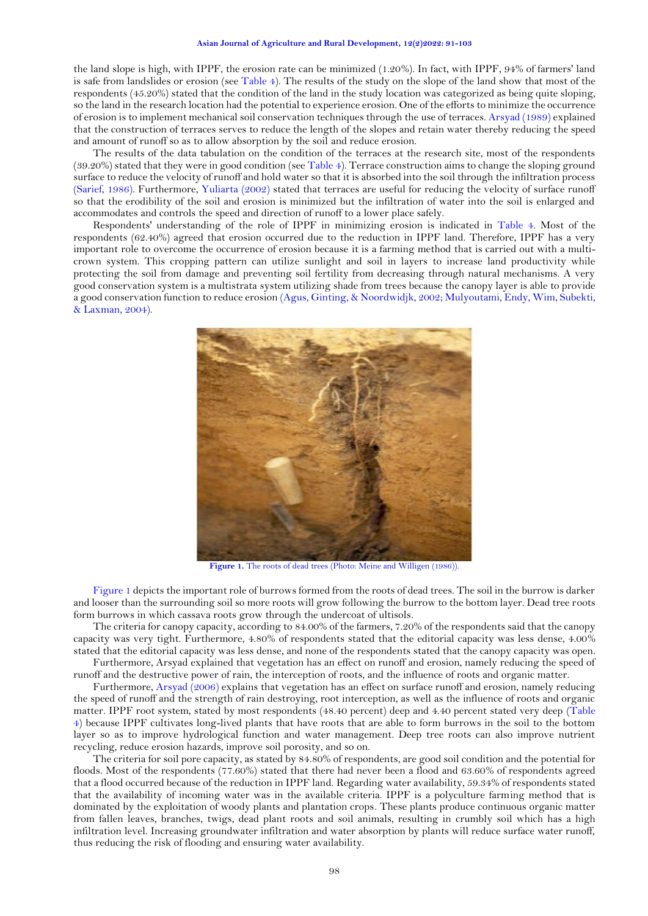the land slope is high, with IPPF, the erosion rate can be minimized (1.20%). In fact, with IPPF, 94% of farmers' land is safe from landslides or erosion (see Table 4). The results of the study on the slope of the land show that most of the respondents (45.20%) stated that the condition of the land in the study location was categorized as being quite sloping, so the land in the research location had the potential to experience erosion. One of the efforts to minimize the occurrence of erosion is to implement mechanical soil conservation techniques through the use of terraces. Arsyad (1989) explained that the construction of terraces serves to reduce the length of the slopes and retain water thereby reducing the speed and amount of runoff so as to allow absorption by the soil and reduce erosion.

The results of the data tabulation on the condition of the terraces at the research site, most of the respondents (39.20%) stated that they were in good condition (see Table 4). Terrace construction aims to change the sloping ground surface to reduce the velocity of runoff and hold water so that it is absorbed into the soil through the infiltration process (Sarief, 1986). Furthermore, Yuliarta (2002) stated that terraces are useful for reducing the velocity of surface runoff so that the erodibility of the soil and erosion is minimized but the infiltration of water into the soil is enlarged and accommodates and controls the speed and direction of runoff to a lower place safely.

Respondents' understanding of the role of IPPF in minimizing erosion is indicated in Table 4. Most of the respondents (62.40%) agreed that erosion occurred due to the reduction in IPPF land. Therefore, IPPF has a very important role to overcome the occurrence of erosion because it is a farming method that is carried out with a multi-crown system. This cropping pattern can utilize sunlight and soil in layers to increase land productivity while protecting the soil from damage and preventing soil fertility from decreasing through natural mechanisms. A very good conservation system is a multistrata system utilizing shade from trees because the canopy layer is able to provide a good conservation function to reduce erosion (Agus, Ginting, & Noordwidjk, 2002; Mulyoutami, Endy, Wim, Subekti, & Laxman, 2004).

**Figure 1.** The roots of dead trees (Photo: Meine and Willigen (1986)).

Figure 1 depicts the important role of burrows formed from the roots of dead trees. The soil in the burrow is darker and looser than the surrounding soil so more roots will grow following the burrow to the bottom layer. Dead tree roots form burrows in which cassava roots grow through the undercoat of ultisols.

The criteria for canopy capacity, according to 84.00% of the farmers, 7.20% of the respondents said that the canopy capacity was very tight. Furthermore, 4.80% of respondents stated that the editorial capacity was less dense, 4.00% stated that the editorial capacity was less dense, and none of the respondents stated that the canopy capacity was open.

Furthermore, Arsyad explained that vegetation has an effect on runoff and erosion, namely reducing the speed of runoff and the destructive power of rain, the interception of roots, and the influence of roots and organic matter.

Furthermore, Arsyad (2006) explains that vegetation has an effect on surface runoff and erosion, namely reducing the speed of runoff and the strength of rain destroying, root interception, as well as the influence of roots and organic matter. IPPF root system, stated by most respondents (48.40 percent) deep and 4.40 percent stated very deep (Table 4) because IPPF cultivates long-lived plants that have roots that are able to form burrows in the soil to the bottom layer so as to improve hydrological function and water management. Deep tree roots can also improve nutrient recycling, reduce erosion hazards, improve soil porosity, and so on.

The criteria for soil pore capacity, as stated by 84.80% of respondents, are good soil condition and the potential for floods. Most of the respondents (77.60%) stated that there had never been a flood and 63.60% of respondents agreed that a flood occurred because of the reduction in IPPF land. Regarding water availability, 59.34% of respondents stated that the availability of incoming water was in the available criteria. IPPF is a polyculture farming method that is dominated by the exploitation of woody plants and plantation crops. These plants produce continuous organic matter from fallen leaves, branches, twigs, dead plant roots and soil animals, resulting in crumbly soil which has a high infiltration level. Increasing groundwater infiltration and water absorption by plants will reduce surface water runoff, thus reducing the risk of flooding and ensuring water availability.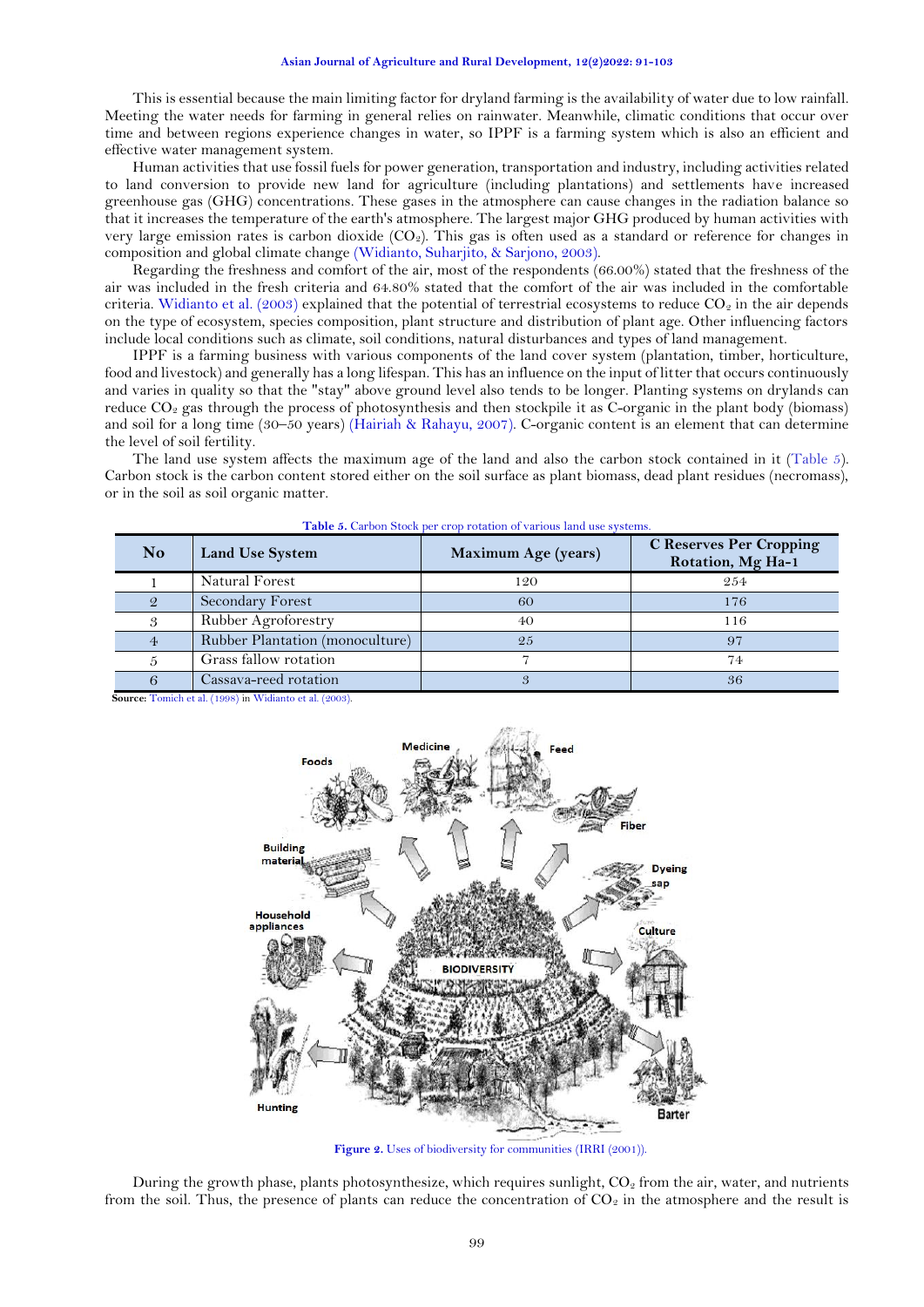This is essential because the main limiting factor for dryland farming is the availability of water due to low rainfall. Meeting the water needs for farming in general relies on rainwater. Meanwhile, climatic conditions that occur over time and between regions experience changes in water, so IPPF is a farming system which is also an efficient and effective water management system.

Human activities that use fossil fuels for power generation, transportation and industry, including activities related to land conversion to provide new land for agriculture (including plantations) and settlements have increased greenhouse gas (GHG) concentrations. These gases in the atmosphere can cause changes in the radiation balance so that it increases the temperature of the earth's atmosphere. The largest major GHG produced by human activities with very large emission rates is carbon dioxide ($CO_2$). This gas is often used as a standard or reference for changes in composition and global climate change (Widianto, Suharjito, & Sarjono, 2003).

Regarding the freshness and comfort of the air, most of the respondents (66.00%) stated that the freshness of the air was included in the fresh criteria and 64.80% stated that the comfort of the air was included in the comfortable criteria. Widianto et al. (2003) explained that the potential of terrestrial ecosystems to reduce $CO_2$ in the air depends on the type of ecosystem, species composition, plant structure and distribution of plant age. Other influencing factors include local conditions such as climate, soil conditions, natural disturbances and types of land management.

IPPF is a farming business with various components of the land cover system (plantation, timber, horticulture, food and livestock) and generally has a long lifespan. This has an influence on the input of litter that occurs continuously and varies in quality so that the "stay" above ground level also tends to be longer. Planting systems on drylands can reduce $CO_2$ gas through the process of photosynthesis and then stockpile it as C-organic in the plant body (biomass) and soil for a long time (30–50 years) (Hairiah & Rahayu, 2007). C-organic content is an element that can determine the level of soil fertility.

The land use system affects the maximum age of the land and also the carbon stock contained in it (Table 5). Carbon stock is the carbon content stored either on the soil surface as plant biomass, dead plant residues (necromass), or in the soil as soil organic matter.

**Table 5.** Carbon Stock per crop rotation of various land use systems.

| No | Land Use System | Maximum Age (years) | C Reserves Per Cropping Rotation, Mg Ha-1 |
|---|---|---|---|
| 1 | Natural Forest | 120 | 254 |
| 2 | Secondary Forest | 60 | 176 |
| 3 | Rubber Agroforestry | 40 | 116 |
| 4 | Rubber Plantation (monoculture) | 25 | 97 |
| 5 | Grass fallow rotation | 7 | 74 |
| 6 | Cassava-reed rotation | 3 | 36 |

**Source:** Tomich et al. (1998) in Widianto et al. (2003).

**Figure 2.** Uses of biodiversity for communities (IRRI (2001)).

During the growth phase, plants photosynthesize, which requires sunlight, $CO_2$ from the air, water, and nutrients from the soil. Thus, the presence of plants can reduce the concentration of $CO_2$ in the atmosphere and the result is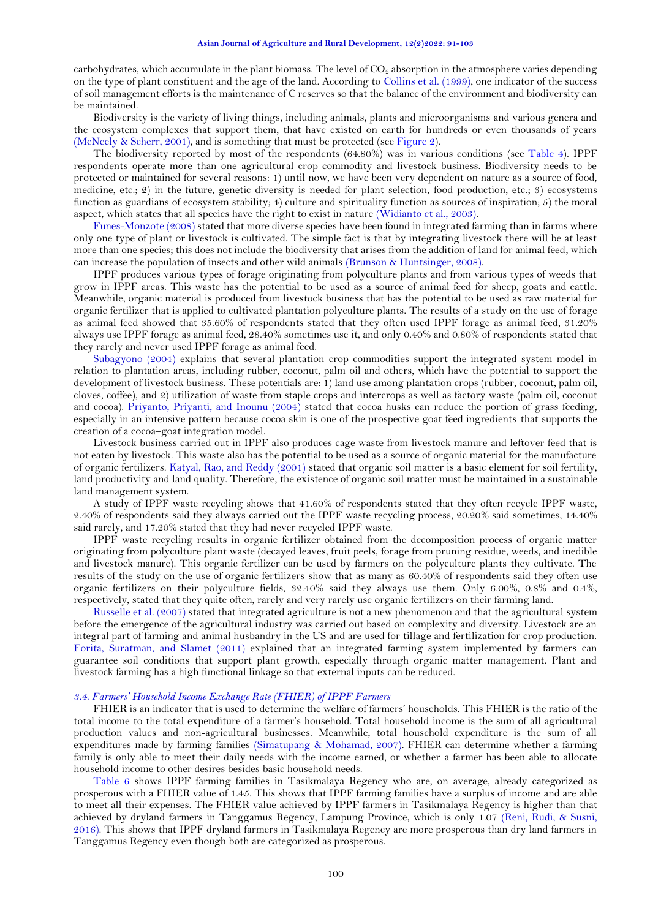carbohydrates, which accumulate in the plant biomass. The level of $CO_2$ absorption in the atmosphere varies depending on the type of plant constituent and the age of the land. According to Collins et al. (1999), one indicator of the success of soil management efforts is the maintenance of C reserves so that the balance of the environment and biodiversity can be maintained.

Biodiversity is the variety of living things, including animals, plants and microorganisms and various genera and the ecosystem complexes that support them, that have existed on earth for hundreds or even thousands of years (McNeely & Scherr, 2001), and is something that must be protected (see Figure 2).

The biodiversity reported by most of the respondents (64.80%) was in various conditions (see Table 4). IPPF respondents operate more than one agricultural crop commodity and livestock business. Biodiversity needs to be protected or maintained for several reasons: 1) until now, we have been very dependent on nature as a source of food, medicine, etc.; 2) in the future, genetic diversity is needed for plant selection, food production, etc.; 3) ecosystems function as guardians of ecosystem stability; 4) culture and spirituality function as sources of inspiration; 5) the moral aspect, which states that all species have the right to exist in nature (Widianto et al., 2003).

Funes-Monzote (2008) stated that more diverse species have been found in integrated farming than in farms where only one type of plant or livestock is cultivated. The simple fact is that by integrating livestock there will be at least more than one species; this does not include the biodiversity that arises from the addition of land for animal feed, which can increase the population of insects and other wild animals (Brunson & Huntsinger, 2008).

IPPF produces various types of forage originating from polyculture plants and from various types of weeds that grow in IPPF areas. This waste has the potential to be used as a source of animal feed for sheep, goats and cattle. Meanwhile, organic material is produced from livestock business that has the potential to be used as raw material for organic fertilizer that is applied to cultivated plantation polyculture plants. The results of a study on the use of forage as animal feed showed that 35.60% of respondents stated that they often used IPPF forage as animal feed, 31.20% always use IPPF forage as animal feed, 28.40% sometimes use it, and only 0.40% and 0.80% of respondents stated that they rarely and never used IPPF forage as animal feed.

Subagyono (2004) explains that several plantation crop commodities support the integrated system model in relation to plantation areas, including rubber, coconut, palm oil and others, which have the potential to support the development of livestock business. These potentials are: 1) land use among plantation crops (rubber, coconut, palm oil, cloves, coffee), and 2) utilization of waste from staple crops and intercrops as well as factory waste (palm oil, coconut and cocoa). Priyanto, Priyanti, and Inounu (2004) stated that cocoa husks can reduce the portion of grass feeding, especially in an intensive pattern because cocoa skin is one of the prospective goat feed ingredients that supports the creation of a cocoa–goat integration model.

Livestock business carried out in IPPF also produces cage waste from livestock manure and leftover feed that is not eaten by livestock. This waste also has the potential to be used as a source of organic material for the manufacture of organic fertilizers. Katyal, Rao, and Reddy (2001) stated that organic soil matter is a basic element for soil fertility, land productivity and land quality. Therefore, the existence of organic soil matter must be maintained in a sustainable land management system.

A study of IPPF waste recycling shows that 41.60% of respondents stated that they often recycle IPPF waste, 2.40% of respondents said they always carried out the IPPF waste recycling process, 20.20% said sometimes, 14.40% said rarely, and 17.20% stated that they had never recycled IPPF waste.

IPPF waste recycling results in organic fertilizer obtained from the decomposition process of organic matter originating from polyculture plant waste (decayed leaves, fruit peels, forage from pruning residue, weeds, and inedible and livestock manure). This organic fertilizer can be used by farmers on the polyculture plants they cultivate. The results of the study on the use of organic fertilizers show that as many as 60.40% of respondents said they often use organic fertilizers on their polyculture fields, 32.40% said they always use them. Only 6.00%, 0.8% and 0.4%, respectively, stated that they quite often, rarely and very rarely use organic fertilizers on their farming land.

Russelle et al. (2007) stated that integrated agriculture is not a new phenomenon and that the agricultural system before the emergence of the agricultural industry was carried out based on complexity and diversity. Livestock are an integral part of farming and animal husbandry in the US and are used for tillage and fertilization for crop production. Forita, Suratman, and Slamet (2011) explained that an integrated farming system implemented by farmers can guarantee soil conditions that support plant growth, especially through organic matter management. Plant and livestock farming has a high functional linkage so that external inputs can be reduced.

### *3.4. Farmers' Household Income Exchange Rate (FHIER) of IPPF Farmers*

FHIER is an indicator that is used to determine the welfare of farmers' households. This FHIER is the ratio of the total income to the total expenditure of a farmer's household. Total household income is the sum of all agricultural production values and non-agricultural businesses. Meanwhile, total household expenditure is the sum of all expenditures made by farming families (Simatupang & Mohamad, 2007). FHIER can determine whether a farming family is only able to meet their daily needs with the income earned, or whether a farmer has been able to allocate household income to other desires besides basic household needs.

Table 6 shows IPPF farming families in Tasikmalaya Regency who are, on average, already categorized as prosperous with a FHIER value of 1.45. This shows that IPPF farming families have a surplus of income and are able to meet all their expenses. The FHIER value achieved by IPPF farmers in Tasikmalaya Regency is higher than that achieved by dryland farmers in Tanggamus Regency, Lampung Province, which is only 1.07 (Reni, Rudi, & Susni, 2016). This shows that IPPF dryland farmers in Tasikmalaya Regency are more prosperous than dry land farmers in Tanggamus Regency even though both are categorized as prosperous.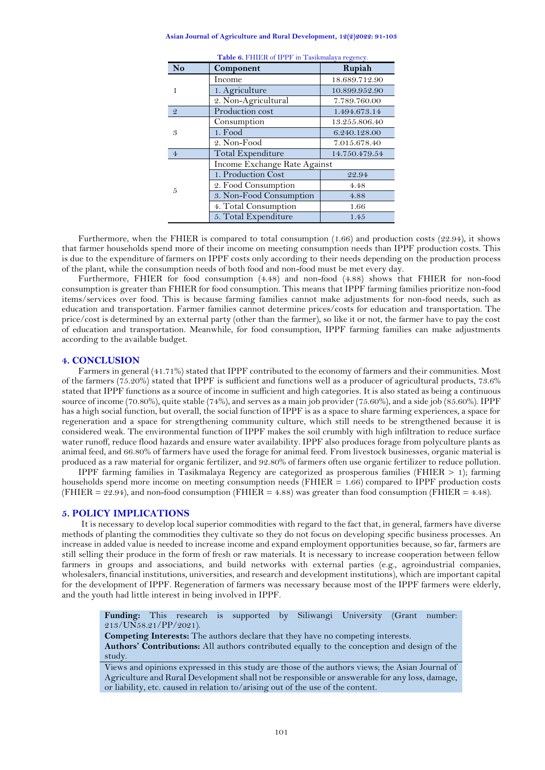**Table 6.** FHIER of IPPF in Tasikmalaya regency.

| No | Component | Rupiah |
|---|---|---|
| 1 | Income | 18.689.712.90 |
| | 1. Agriculture | 10.899.952.90 |
| | 2. Non-Agricultural | 7.789.760.00 |
| 2 | Production cost | 1.494.673.14 |
| 3 | Consumption | 13.255.806.40 |
| | 1. Food | 6.240.128.00 |
| | 2. Non-Food | 7.015.678.40 |
| 4 | Total Expenditure | 14.750.479.54 |
| 5 | Income Exchange Rate Against | |
| | 1. Production Cost | 22.94 |
| | 2. Food Consumption | 4.48 |
| | 3. Non-Food Consumption | 4.88 |
| | 4. Total Consumption | 1.66 |
| | 5. Total Expenditure | 1.45 |

Furthermore, when the FHIER is compared to total consumption (1.66) and production costs (22.94), it shows that farmer households spend more of their income on meeting consumption needs than IPPF production costs. This is due to the expenditure of farmers on IPPF costs only according to their needs depending on the production process of the plant, while the consumption needs of both food and non-food must be met every day.

Furthermore, FHIER for food consumption (4.48) and non-food (4.88) shows that FHIER for non-food consumption is greater than FHIER for food consumption. This means that IPPF farming families prioritize non-food items/services over food. This is because farming families cannot make adjustments for non-food needs, such as education and transportation. Farmer families cannot determine prices/costs for education and transportation. The price/cost is determined by an external party (other than the farmer), so like it or not, the farmer have to pay the cost of education and transportation. Meanwhile, for food consumption, IPPF farming families can make adjustments according to the available budget.

## 4. CONCLUSION

Farmers in general (41.71%) stated that IPPF contributed to the economy of farmers and their communities. Most of the farmers (75.20%) stated that IPPF is sufficient and functions well as a producer of agricultural products, 73.6% stated that IPPF functions as a source of income in sufficient and high categories. It is also stated as being a continuous source of income (70.80%), quite stable (74%), and serves as a main job provider (75.60%), and a side job (85.60%). IPPF has a high social function, but overall, the social function of IPPF is as a space to share farming experiences, a space for regeneration and a space for strengthening community culture, which still needs to be strengthened because it is considered weak. The environmental function of IPPF makes the soil crumbly with high infiltration to reduce surface water runoff, reduce flood hazards and ensure water availability. IPPF also produces forage from polyculture plants as animal feed, and 66.80% of farmers have used the forage for animal feed. From livestock businesses, organic material is produced as a raw material for organic fertilizer, and 92.80% of farmers often use organic fertilizer to reduce pollution.

IPPF farming families in Tasikmalaya Regency are categorized as prosperous families (FHIER > 1); farming households spend more income on meeting consumption needs (FHIER = 1.66) compared to IPPF production costs (FHIER = 22.94), and non-food consumption (FHIER = 4.88) was greater than food consumption (FHIER = 4.48).

## 5. POLICY IMPLICATIONS

It is necessary to develop local superior commodities with regard to the fact that, in general, farmers have diverse methods of planting the commodities they cultivate so they do not focus on developing specific business processes. An increase in added value is needed to increase income and expand employment opportunities because, so far, farmers are still selling their produce in the form of fresh or raw materials. It is necessary to increase cooperation between fellow farmers in groups and associations, and build networks with external parties (e.g., agroindustrial companies, wholesalers, financial institutions, universities, and research and development institutions), which are important capital for the development of IPPF. Regeneration of farmers was necessary because most of the IPPF farmers were elderly, and the youth had little interest in being involved in IPPF.

**Funding:** This research is supported by Siliwangi University (Grant number: 213/UN58.21/PP/2021).

**Competing Interests:** The authors declare that they have no competing interests.

**Authors' Contributions:** All authors contributed equally to the conception and design of the study.

Views and opinions expressed in this study are those of the authors views; the Asian Journal of Agriculture and Rural Development shall not be responsible or answerable for any loss, damage, or liability, etc. caused in relation to/arising out of the use of the content.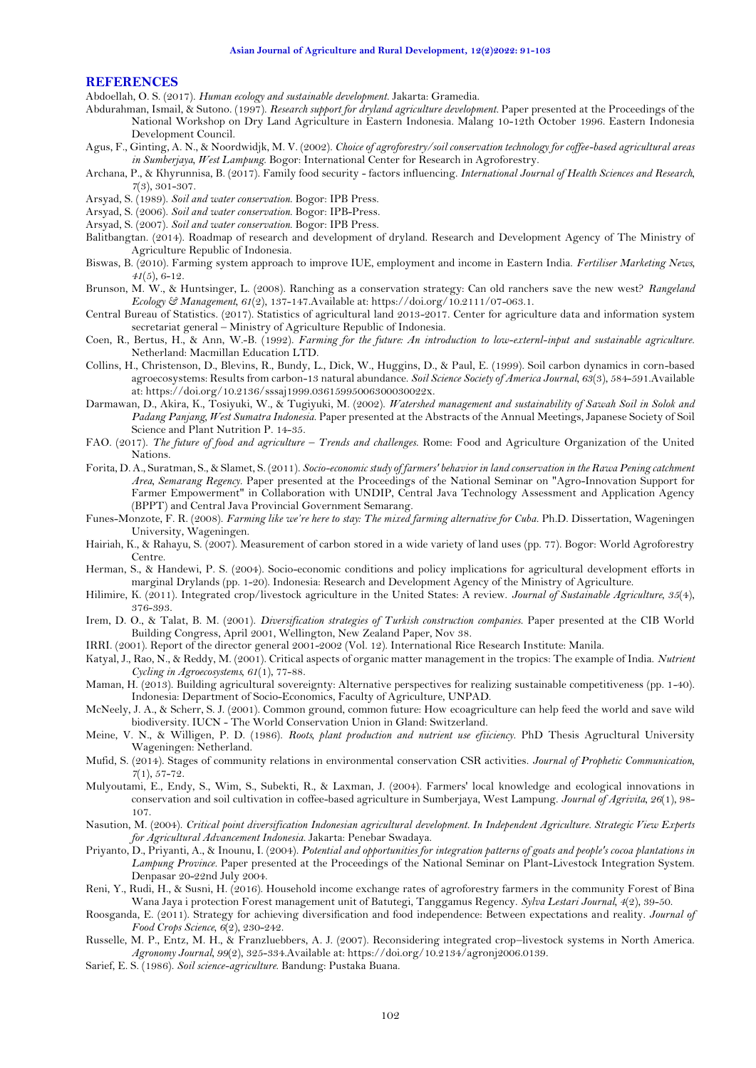## REFERENCES

Abdoellah, O. S. (2017). *Human ecology and sustainable development*. Jakarta: Gramedia.

Abdurahman, Ismail, & Sutono. (1997). *Research support for dryland agriculture development*. Paper presented at the Proceedings of the National Workshop on Dry Land Agriculture in Eastern Indonesia. Malang 10-12th October 1996. Eastern Indonesia Development Council.

Agus, F., Ginting, A. N., & Noordwidjk, M. V. (2002). *Choice of agroforestry/soil conservation technology for coffee-based agricultural areas in Sumberjaya, West Lampung*. Bogor: International Center for Research in Agroforestry.

Archana, P., & Khyrunnisa, B. (2017). Family food security - factors influencing. *International Journal of Health Sciences and Research, 7*(3), 301-307.

Arsyad, S. (1989). *Soil and water conservation*. Bogor: IPB Press.

Arsyad, S. (2006). *Soil and water conservation*. Bogor: IPB-Press.

Arsyad, S. (2007). *Soil and water conservation*. Bogor: IPB Press.

Balitbangtan. (2014). Roadmap of research and development of dryland. Research and Development Agency of The Ministry of Agriculture Republic of Indonesia.

Biswas, B. (2010). Farming system approach to improve IUE, employment and income in Eastern India. *Fertiliser Marketing News, 41*(5), 6-12.

Brunson, M. W., & Huntsinger, L. (2008). Ranching as a conservation strategy: Can old ranchers save the new west? *Rangeland Ecology & Management, 61*(2), 137-147.Available at: https://doi.org/10.2111/07-063.1.

Central Bureau of Statistics. (2017). Statistics of agricultural land 2013-2017. Center for agriculture data and information system secretariat general – Ministry of Agriculture Republic of Indonesia.

Coen, R., Bertus, H., & Ann, W.-B. (1992). *Farming for the future: An introduction to low-externl-input and sustainable agriculture*. Netherland: Macmillan Education LTD.

Collins, H., Christenson, D., Blevins, R., Bundy, L., Dick, W., Huggins, D., & Paul, E. (1999). Soil carbon dynamics in corn-based agroecosystems: Results from carbon-13 natural abundance. *Soil Science Society of America Journal, 63*(3), 584-591.Available at: https://doi.org/10.2136/sssaj1999.03615995006300030022x.

Darmawan, D., Akira, K., Tosiyuki, W., & Tugiyuki, M. (2002). *Watershed management and sustainability of Sawah Soil in Solok and Padang Panjang, West Sumatra Indonesia*. Paper presented at the Abstracts of the Annual Meetings, Japanese Society of Soil Science and Plant Nutrition P. 14-35.

FAO. (2017). *The future of food and agriculture – Trends and challenges*. Rome: Food and Agriculture Organization of the United Nations.

Forita, D. A., Suratman, S., & Slamet, S. (2011). *Socio-economic study of farmers' behavior in land conservation in the Rawa Pening catchment Area, Semarang Regency*. Paper presented at the Proceedings of the National Seminar on "Agro-Innovation Support for Farmer Empowerment" in Collaboration with UNDIP, Central Java Technology Assessment and Application Agency (BPPT) and Central Java Provincial Government Semarang.

Funes-Monzote, F. R. (2008). *Farming like we're here to stay: The mixed farming alternative for Cuba*. Ph.D. Dissertation, Wageningen University, Wageningen.

Hairiah, K., & Rahayu, S. (2007). Measurement of carbon stored in a wide variety of land uses (pp. 77). Bogor: World Agroforestry Centre.

Herman, S., & Handewi, P. S. (2004). Socio-economic conditions and policy implications for agricultural development efforts in marginal Drylands (pp. 1-20). Indonesia: Research and Development Agency of the Ministry of Agriculture.

Hilimire, K. (2011). Integrated crop/livestock agriculture in the United States: A review. *Journal of Sustainable Agriculture, 35*(4), 376-393.

Irem, D. O., & Talat, B. M. (2001). *Diversification strategies of Turkish construction companies*. Paper presented at the CIB World Building Congress, April 2001, Wellington, New Zealand Paper, Nov 38.

IRRI. (2001). Report of the director general 2001-2002 (Vol. 12). International Rice Research Institute: Manila.

Katyal, J., Rao, N., & Reddy, M. (2001). Critical aspects of organic matter management in the tropics: The example of India. *Nutrient Cycling in Agroecosystems, 61*(1), 77-88.

Maman, H. (2013). Building agricultural sovereignty: Alternative perspectives for realizing sustainable competitiveness (pp. 1-40). Indonesia: Department of Socio-Economics, Faculty of Agriculture, UNPAD.

McNeely, J. A., & Scherr, S. J. (2001). Common ground, common future: How ecoagriculture can help feed the world and save wild biodiversity. IUCN - The World Conservation Union in Gland: Switzerland.

Meine, V. N., & Willigen, P. D. (1986). *Roots, plant production and nutrient use efiiciency*. PhD Thesis Agrucltural University Wageningen: Netherland.

Mufid, S. (2014). Stages of community relations in environmental conservation CSR activities. *Journal of Prophetic Communication, 7*(1), 57-72.

Mulyoutami, E., Endy, S., Wim, S., Subekti, R., & Laxman, J. (2004). Farmers' local knowledge and ecological innovations in conservation and soil cultivation in coffee-based agriculture in Sumberjaya, West Lampung. *Journal of Agrivita, 26*(1), 98-107.

Nasution, M. (2004). *Critical point diversification Indonesian agricultural development. In Independent Agriculture. Strategic View Experts for Agricultural Advancement Indonesia*. Jakarta: Penebar Swadaya.

Priyanto, D., Priyanti, A., & Inounu, I. (2004). *Potential and opportunities for integration patterns of goats and people's cocoa plantations in Lampung Province*. Paper presented at the Proceedings of the National Seminar on Plant-Livestock Integration System. Denpasar 20-22nd July 2004.

Reni, Y., Rudi, H., & Susni, H. (2016). Household income exchange rates of agroforestry farmers in the community Forest of Bina Wana Jaya i protection Forest management unit of Batutegi, Tanggamus Regency. *Sylva Lestari Journal, 4*(2), 39-50.

Roosganda, E. (2011). Strategy for achieving diversification and food independence: Between expectations and reality. *Journal of Food Crops Science, 6*(2), 230-242.

Russelle, M. P., Entz, M. H., & Franzluebbers, A. J. (2007). Reconsidering integrated crop–livestock systems in North America. *Agronomy Journal, 99*(2), 325-334.Available at: https://doi.org/10.2134/agronj2006.0139.

Sarief, E. S. (1986). *Soil science-agriculture*. Bandung: Pustaka Buana.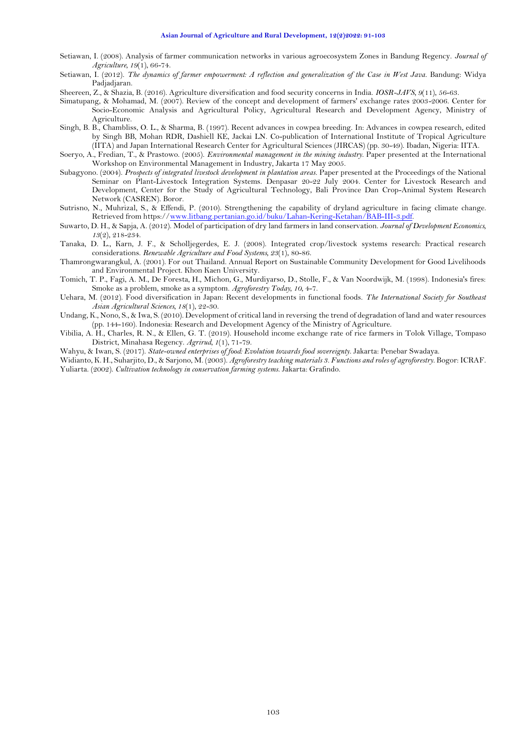Setiawan, I. (2008). Analysis of farmer communication networks in various agroecosystem Zones in Bandung Regency. *Journal of Agriculture, 19*(1), 66-74.

Setiawan, I. (2012). *The dynamics of farmer empowerment: A reflection and generalization of the Case in West Java*. Bandung: Widya Padjadjaran.

Sheereen, Z., & Shazia, B. (2016). Agriculture diversification and food security concerns in India. *IOSR-JAVS, 9*(11), 56-63.

Simatupang, & Mohamad, M. (2007). Review of the concept and development of farmers' exchange rates 2003-2006. Center for Socio-Economic Analysis and Agricultural Policy, Agricultural Research and Development Agency, Ministry of Agriculture.

Singh, B. B., Chambliss, O. L., & Sharma, B. (1997). Recent advances in cowpea breeding. In: Advances in cowpea research, edited by Singh BB, Mohan RDR, Dashiell KE, Jackai LN. Co-publication of International Institute of Tropical Agriculture (IITA) and Japan International Research Center for Agricultural Sciences (JIRCAS) (pp. 30-49). Ibadan, Nigeria: IITA.

Soeryo, A., Fredian, T., & Prastowo. (2005). *Environmental management in the mining industry*. Paper presented at the International Workshop on Environmental Management in Industry, Jakarta 17 May 2005.

Subagyono. (2004). *Prospects of integrated livestock development in plantation areas*. Paper presented at the Proceedings of the National Seminar on Plant-Livestock Integration Systems. Denpasar 20-22 July 2004. Center for Livestock Research and Development, Center for the Study of Agricultural Technology, Bali Province Dan Crop-Animal System Research Network (CASREN). Boror.

Sutrisno, N., Muhrizal, S., & Effendi, P. (2010). Strengthening the capability of dryland agriculture in facing climate change. Retrieved from https://www.litbang.pertanian.go.id/buku/Lahan-Kering-Ketahan/BAB-III-3.pdf.

Suwarto, D. H., & Sapja, A. (2012). Model of participation of dry land farmers in land conservation. *Journal of Development Economics, 13*(2), 218-234.

Tanaka, D. L., Karn, J. F., & Scholljegerdes, E. J. (2008). Integrated crop/livestock systems research: Practical research considerations. *Renewable Agriculture and Food Systems, 23*(1), 80-86.

Thamrongwarangkul, A. (2001). For out Thailand. Annual Report on Sustainable Community Development for Good Livelihoods and Environmental Project. Khon Kaen University.

Tomich, T. P., Fagi, A. M., De Foresta, H., Michon, G., Murdiyarso, D., Stolle, F., & Van Noordwijk, M. (1998). Indonesia's fires: Smoke as a problem, smoke as a symptom. *Agroforestry Today, 10*, 4-7.

Uehara, M. (2012). Food diversification in Japan: Recent developments in functional foods. *The International Society for Southeast Asian Agricultural Sciences, 18*(1), 22-30.

Undang, K., Nono, S., & Iwa, S. (2010). Development of critical land in reversing the trend of degradation of land and water resources (pp. 144-160). Indonesia: Research and Development Agency of the Ministry of Agriculture.

Vibilia, A. H., Charles, R. N., & Ellen, G. T. (2019). Household income exchange rate of rice farmers in Tolok Village, Tompaso District, Minahasa Regency. *Agrirud, 1*(1), 71-79.

Wahyu, & Iwan, S. (2017). *State-owned enterprises of food: Evolution towards food sovereignty*. Jakarta: Penebar Swadaya.

Widianto, K. H., Suharjito, D., & Sarjono, M. (2003). *Agroforestry teaching materials 3. Functions and roles of agroforestry*. Bogor: ICRAF.

Yuliarta. (2002). *Cultivation technology in conservation farming systems*. Jakarta: Grafindo.